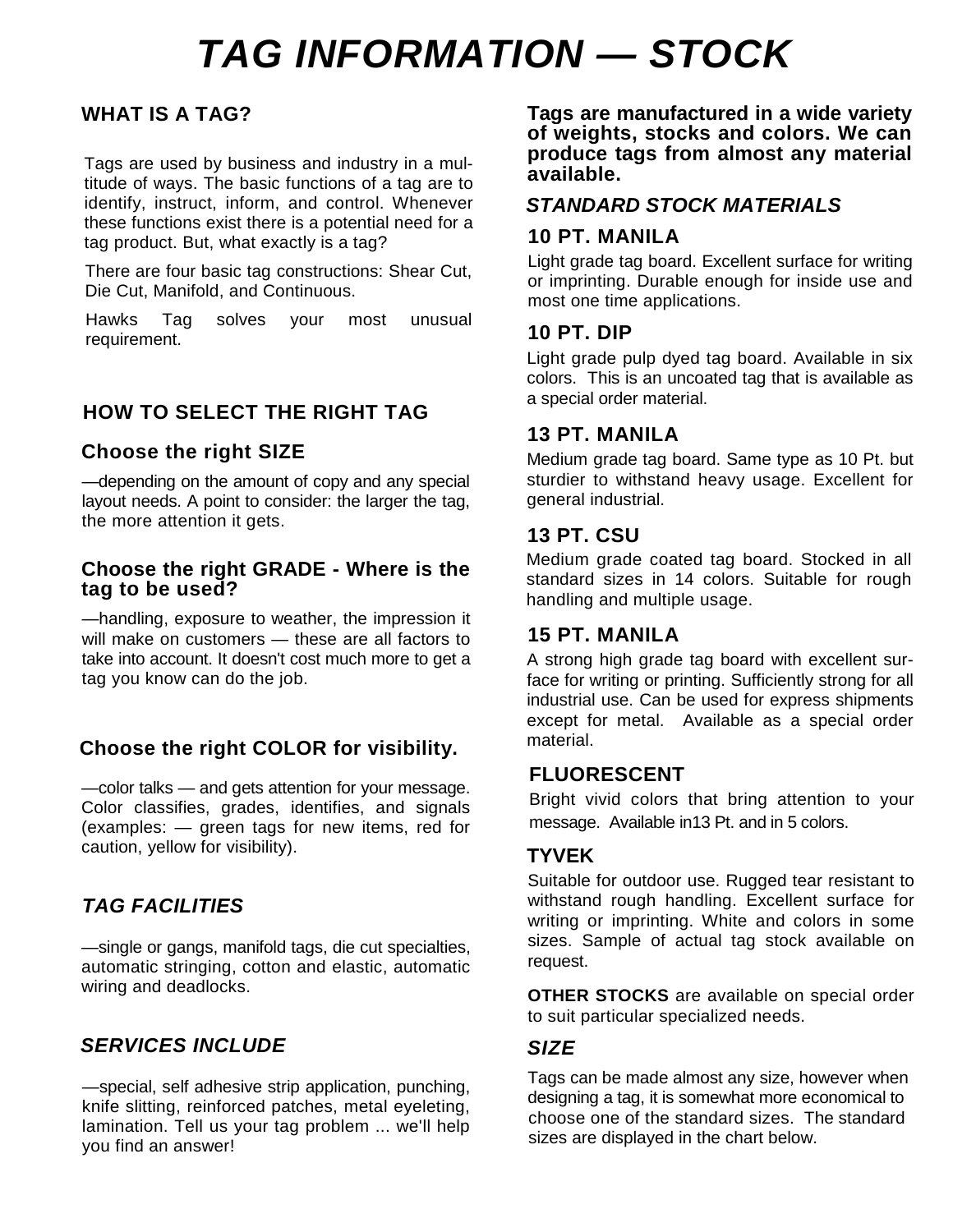# *TAG INFORMATION — STOCK*

## WHAT IS A TAG?

Tags are used by business and industry in a multitude of ways. The basic functions of a tag are to identify, instruct, inform, and control. Whenever these functions exist there is a potential need for a tag product. But, what exactly is a tag?

There are four basic tag constructions: Shear Cut, Die Cut, Manifold, and Continuous.

Hawks Tag solves your most unusual requirement.

## HOW TO SELECT THE RIGHT TAG

### Choose the right SIZE

—depending on the amount of copy and any special layout needs. A point to consider: the larger the tag, the more attention it gets.

### Choose the right GRADE - Where is the tag to be used?

—handling, exposure to weather, the impression it will make on customers — these are all factors to take into account. It doesn't cost much more to get a tag you know can do the job.

### Choose the right COLOR for visibility.

—color talks — and gets attention for your message. Color classifies, grades, identifies, and signals (examples: — green tags for new items, red for caution, yellow for visibility).

## *TAG FACILITIES*

—single or gangs, manifold tags, die cut specialties, automatic stringing, cotton and elastic, automatic wiring and deadlocks.

## *SERVICES INCLUDE*

—special, self adhesive strip application, punching, knife slitting, reinforced patches, metal eyeleting, lamination. Tell us your tag problem ... we'll help you find an answer!

**Tags are manufactured in a wide variety of weights, stocks and colors. We can produce tags from almost any material available.**

## *STANDARD STOCK MATERIALS*

### 10 PT. MANILA

Light grade tag board. Excellent surface for writing or imprinting. Durable enough for inside use and most one time applications.

### 10 PT. DIP

Light grade pulp dyed tag board. Available in six colors. This is an uncoated tag that is available as a special order material.

### 13 PT. MANILA

Medium grade tag board. Same type as 10 Pt. but sturdier to withstand heavy usage. Excellent for general industrial.

### 13 PT. CSU

Medium grade coated tag board. Stocked in all standard sizes in 14 colors. Suitable for rough handling and multiple usage.

### 15 PT. MANILA

A strong high grade tag board with excellent surface for writing or printing. Sufficiently strong for all industrial use. Can be used for express shipments except for metal. Available as a special order material.

### FLUORESCENT

Bright vivid colors that bring attention to your message. Available in13 Pt. and in 5 colors.

### TYVEK

Suitable for outdoor use. Rugged tear resistant to withstand rough handling. Excellent surface for writing or imprinting. White and colors in some sizes. Sample of actual tag stock available on request.

**OTHER STOCKS** are available on special order to suit particular specialized needs.

## *SIZE*

Tags can be made almost any size, however when designing a tag, it is somewhat more economical to choose one of the standard sizes. The standard sizes are displayed in the chart below.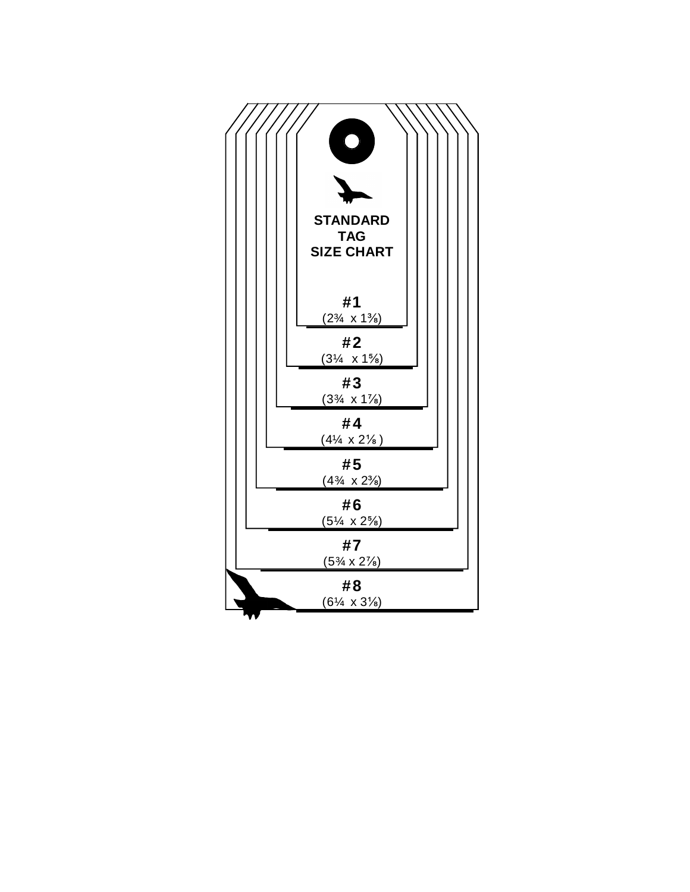**STANDARD TAG SIZE CHART**

**#1**
(2¾ x 1⅜)

**#2**
(3¼ x 1⅝)

**#3**
(3¾ x 1⅞)

**#4**
(4¼ x 2⅛)

**#5**
(4¾ x 2⅜)

**#6**
(5¼ x 2⅝)

**#7**
(5¾ x 2⅞)

**#8**
(6¼ x 3⅛)